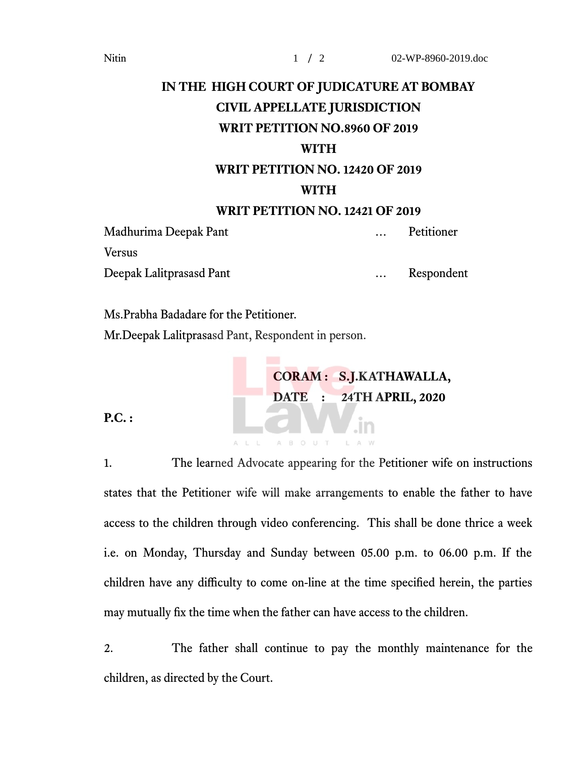# IN THE HIGH COURT OF JUDICATURE AT BOMBAY
## CIVIL APPELLATE JURISDICTION
## WRIT PETITION NO.8960 OF 2019
## WITH
## WRIT PETITION NO. 12420 OF 2019
## WITH
## WRIT PETITION NO. 12421 OF 2019

Madhurima Deepak Pant … Petitioner

Versus

Deepak Lalitprasasd Pant … Respondent

Ms.Prabha Badadare for the Petitioner.

Mr.Deepak Lalitprasasd Pant, Respondent in person.

**CORAM : S.J.KATHAWALLA,**

**DATE : 24TH APRIL, 2020**

**P.C. :**

1. The learned Advocate appearing for the Petitioner wife on instructions states that the Petitioner wife will make arrangements to enable the father to have access to the children through video conferencing. This shall be done thrice a week i.e. on Monday, Thursday and Sunday between 05.00 p.m. to 06.00 p.m. If the children have any difficulty to come on-line at the time specified herein, the parties may mutually fix the time when the father can have access to the children.

2. The father shall continue to pay the monthly maintenance for the children, as directed by the Court.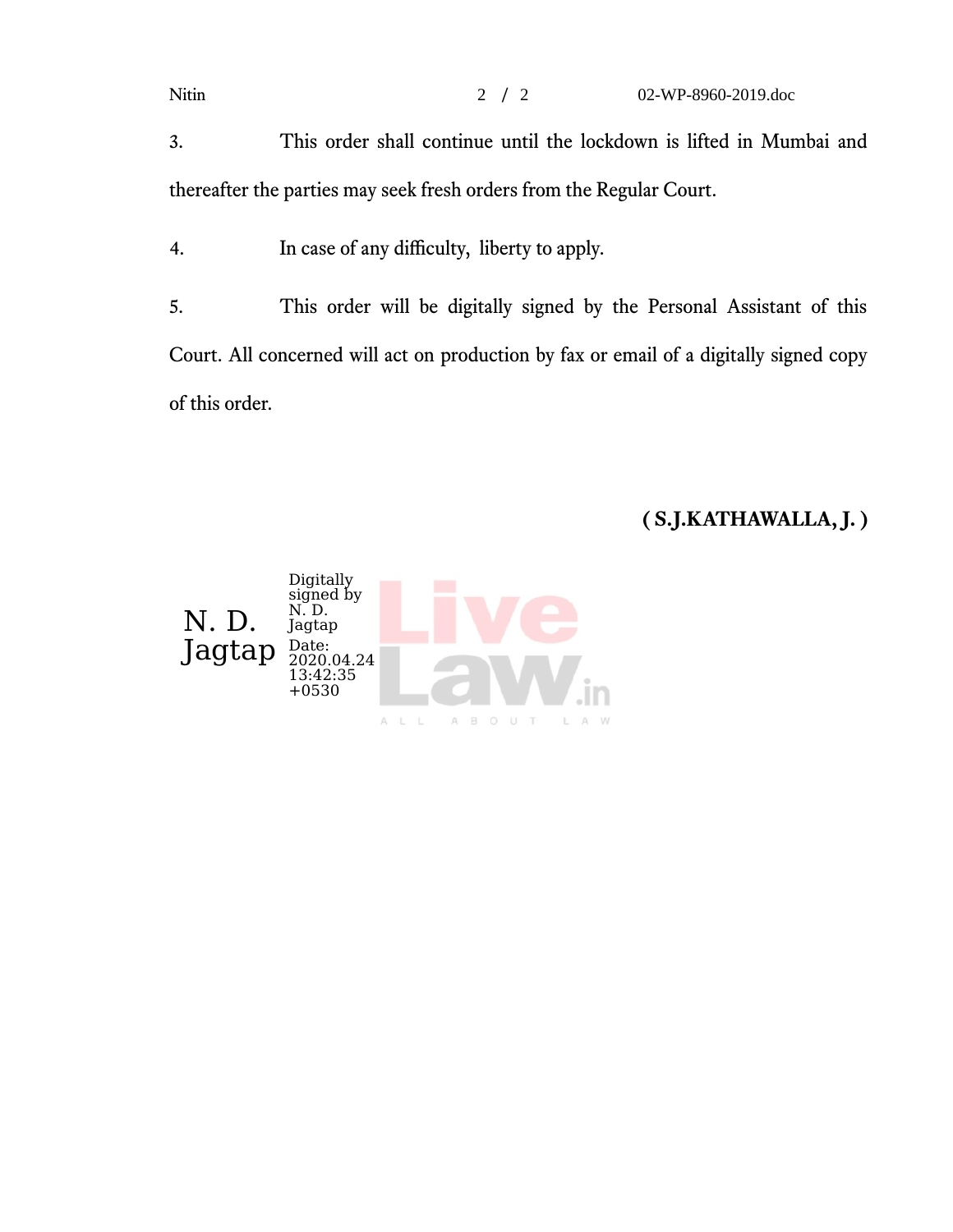3. This order shall continue until the lockdown is lifted in Mumbai and thereafter the parties may seek fresh orders from the Regular Court.

4. In case of any difficulty, liberty to apply.

5. This order will be digitally signed by the Personal Assistant of this Court. All concerned will act on production by fax or email of a digitally signed copy of this order.

**( S.J.KATHAWALLA, J. )**

N. D. Jagtap
Digitally signed by N. D. Jagtap
Date: 2020.04.24 13:42:35 +0530